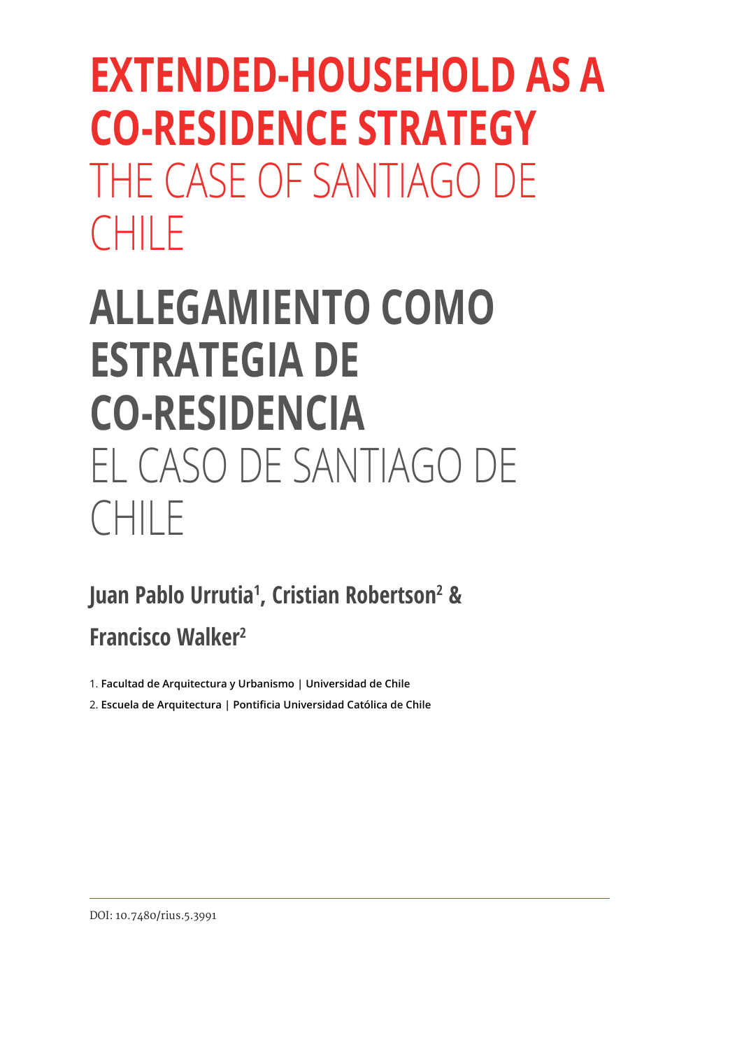# EXTENDED-HOUSEHOLD AS A CO-RESIDENCE STRATEGY

## THE CASE OF SANTIAGO DE CHILE

# ALLEGAMIENTO COMO ESTRATEGIA DE CO-RESIDENCIA

## EL CASO DE SANTIAGO DE CHILE

**Juan Pablo Urrutia[1], Cristian Robertson[2] & Francisco Walker[2]**

1. Facultad de Arquitectura y Urbanismo | Universidad de Chile
2. Escuela de Arquitectura | Pontificia Universidad Católica de Chile

DOI: 10.7480/rius.5.3991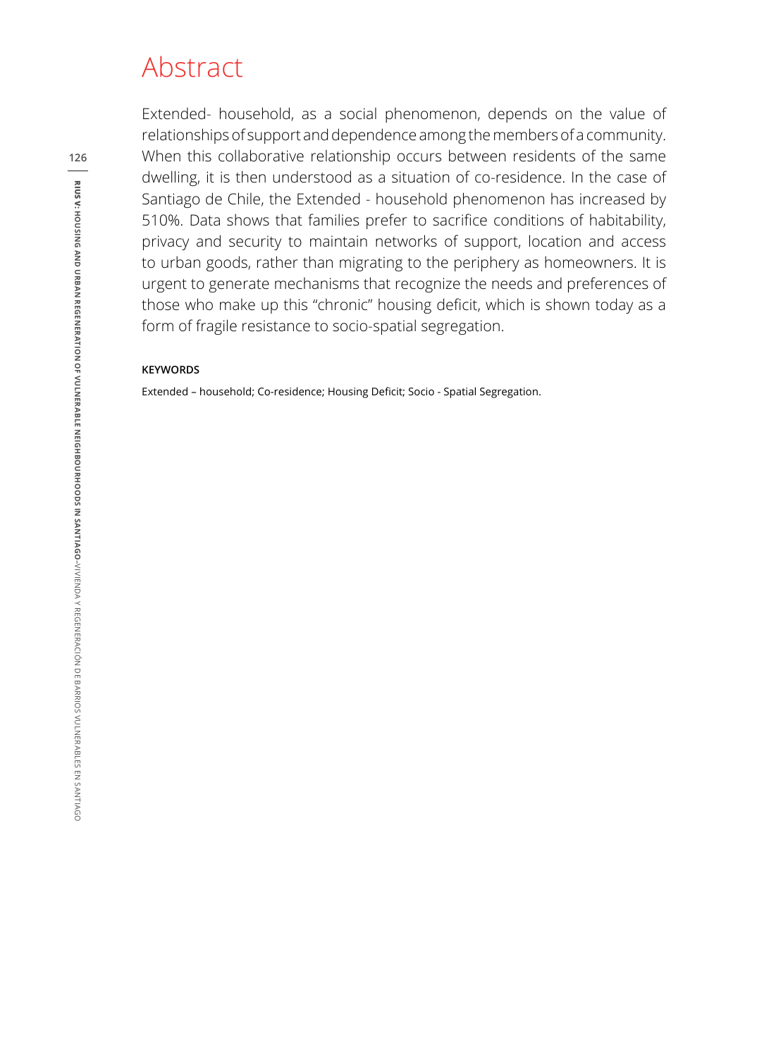# Abstract

Extended- household, as a social phenomenon, depends on the value of relationships of support and dependence among the members of a community. When this collaborative relationship occurs between residents of the same dwelling, it is then understood as a situation of co-residence. In the case of Santiago de Chile, the Extended - household phenomenon has increased by 510%. Data shows that families prefer to sacrifice conditions of habitability, privacy and security to maintain networks of support, location and access to urban goods, rather than migrating to the periphery as homeowners. It is urgent to generate mechanisms that recognize the needs and preferences of those who make up this "chronic" housing deficit, which is shown today as a form of fragile resistance to socio-spatial segregation.

**KEYWORDS**

Extended – household; Co-residence; Housing Deficit; Socio - Spatial Segregation.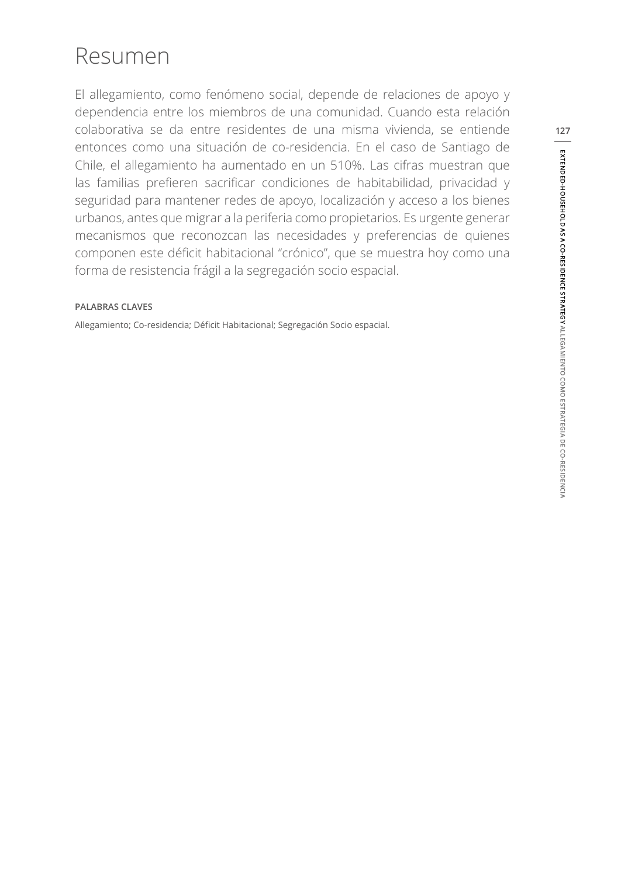# Resumen

El allegamiento, como fenómeno social, depende de relaciones de apoyo y dependencia entre los miembros de una comunidad. Cuando esta relación colaborativa se da entre residentes de una misma vivienda, se entiende entonces como una situación de co-residencia. En el caso de Santiago de Chile, el allegamiento ha aumentado en un 510%. Las cifras muestran que las familias prefieren sacrificar condiciones de habitabilidad, privacidad y seguridad para mantener redes de apoyo, localización y acceso a los bienes urbanos, antes que migrar a la periferia como propietarios. Es urgente generar mecanismos que reconozcan las necesidades y preferencias de quienes componen este déficit habitacional "crónico", que se muestra hoy como una forma de resistencia frágil a la segregación socio espacial.

**PALABRAS CLAVES**

Allegamiento; Co-residencia; Déficit Habitacional; Segregación Socio espacial.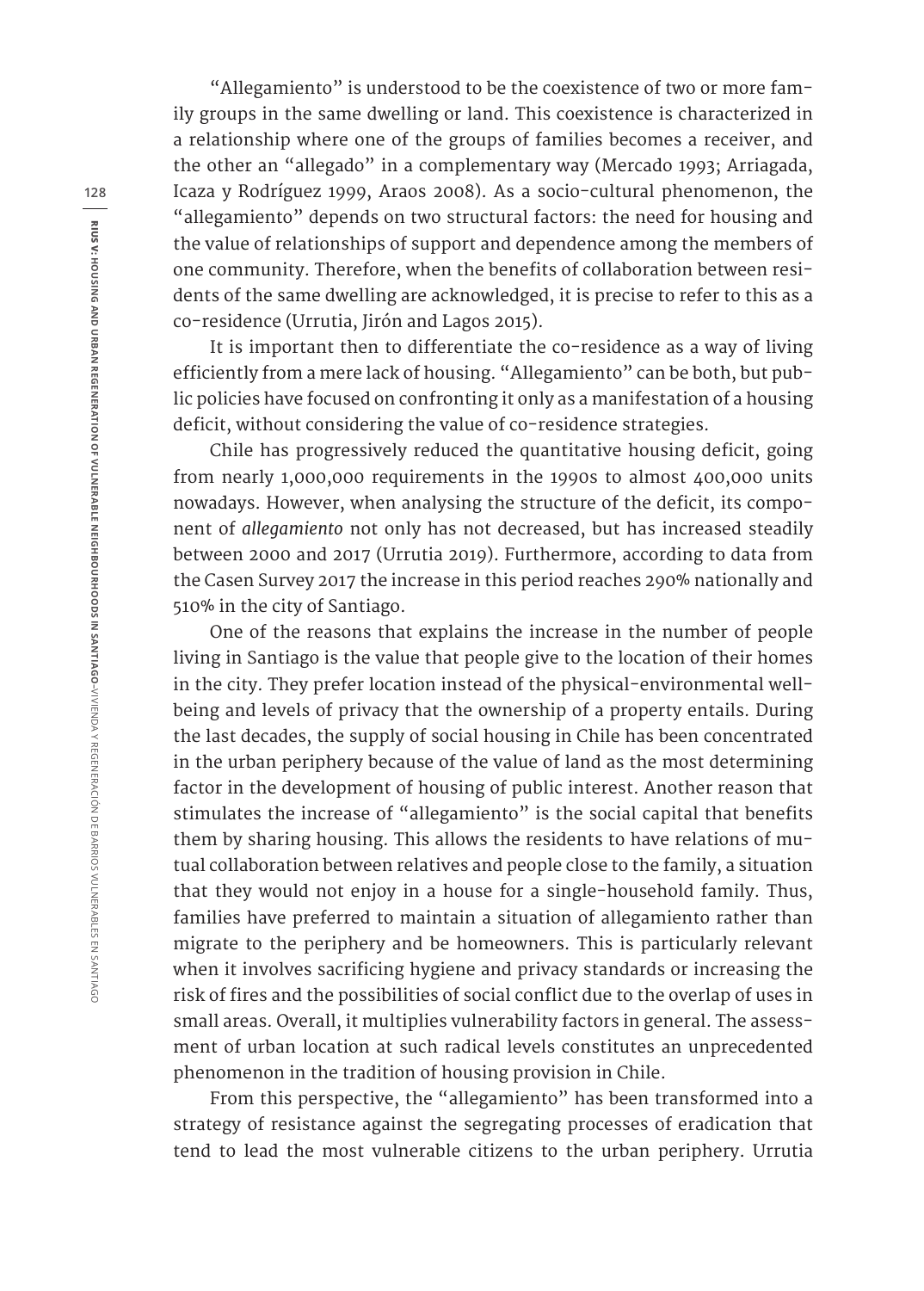"Allegamiento" is understood to be the coexistence of two or more family groups in the same dwelling or land. This coexistence is characterized in a relationship where one of the groups of families becomes a receiver, and the other an "allegado" in a complementary way (Mercado 1993; Arriagada, Icaza y Rodríguez 1999, Araos 2008). As a socio-cultural phenomenon, the "allegamiento" depends on two structural factors: the need for housing and the value of relationships of support and dependence among the members of one community. Therefore, when the benefits of collaboration between residents of the same dwelling are acknowledged, it is precise to refer to this as a co-residence (Urrutia, Jirón and Lagos 2015).

It is important then to differentiate the co-residence as a way of living efficiently from a mere lack of housing. "Allegamiento" can be both, but public policies have focused on confronting it only as a manifestation of a housing deficit, without considering the value of co-residence strategies.

Chile has progressively reduced the quantitative housing deficit, going from nearly 1,000,000 requirements in the 1990s to almost 400,000 units nowadays. However, when analysing the structure of the deficit, its component of *allegamiento* not only has not decreased, but has increased steadily between 2000 and 2017 (Urrutia 2019). Furthermore, according to data from the Casen Survey 2017 the increase in this period reaches 290% nationally and 510% in the city of Santiago.

One of the reasons that explains the increase in the number of people living in Santiago is the value that people give to the location of their homes in the city. They prefer location instead of the physical-environmental well-being and levels of privacy that the ownership of a property entails. During the last decades, the supply of social housing in Chile has been concentrated in the urban periphery because of the value of land as the most determining factor in the development of housing of public interest. Another reason that stimulates the increase of "allegamiento" is the social capital that benefits them by sharing housing. This allows the residents to have relations of mutual collaboration between relatives and people close to the family, a situation that they would not enjoy in a house for a single-household family. Thus, families have preferred to maintain a situation of allegamiento rather than migrate to the periphery and be homeowners. This is particularly relevant when it involves sacrificing hygiene and privacy standards or increasing the risk of fires and the possibilities of social conflict due to the overlap of uses in small areas. Overall, it multiplies vulnerability factors in general. The assessment of urban location at such radical levels constitutes an unprecedented phenomenon in the tradition of housing provision in Chile.

From this perspective, the "allegamiento" has been transformed into a strategy of resistance against the segregating processes of eradication that tend to lead the most vulnerable citizens to the urban periphery. Urrutia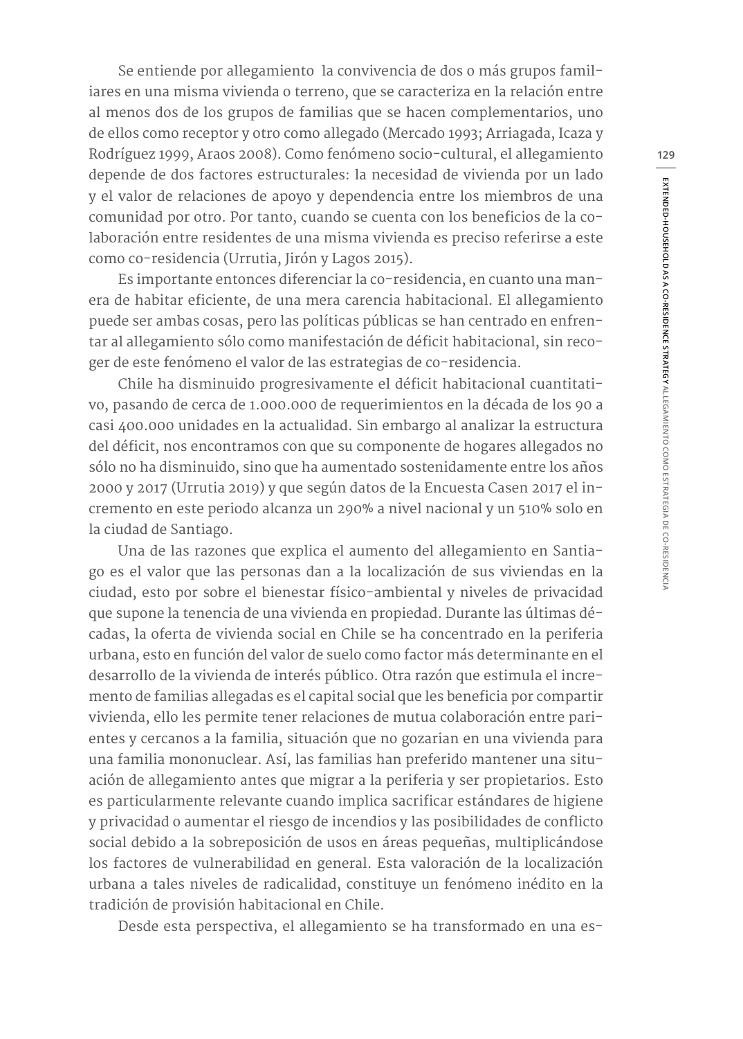Se entiende por allegamiento la convivencia de dos o más grupos familiares en una misma vivienda o terreno, que se caracteriza en la relación entre al menos dos de los grupos de familias que se hacen complementarios, uno de ellos como receptor y otro como allegado (Mercado 1993; Arriagada, Icaza y Rodríguez 1999, Araos 2008). Como fenómeno socio-cultural, el allegamiento depende de dos factores estructurales: la necesidad de vivienda por un lado y el valor de relaciones de apoyo y dependencia entre los miembros de una comunidad por otro. Por tanto, cuando se cuenta con los beneficios de la colaboración entre residentes de una misma vivienda es preciso referirse a este como co-residencia (Urrutia, Jirón y Lagos 2015).

Es importante entonces diferenciar la co-residencia, en cuanto una manera de habitar eficiente, de una mera carencia habitacional. El allegamiento puede ser ambas cosas, pero las políticas públicas se han centrado en enfrentar al allegamiento sólo como manifestación de déficit habitacional, sin recoger de este fenómeno el valor de las estrategias de co-residencia.

Chile ha disminuido progresivamente el déficit habitacional cuantitativo, pasando de cerca de 1.000.000 de requerimientos en la década de los 90 a casi 400.000 unidades en la actualidad. Sin embargo al analizar la estructura del déficit, nos encontramos con que su componente de hogares allegados no sólo no ha disminuido, sino que ha aumentado sostenidamente entre los años 2000 y 2017 (Urrutia 2019) y que según datos de la Encuesta Casen 2017 el incremento en este periodo alcanza un 290% a nivel nacional y un 510% solo en la ciudad de Santiago.

Una de las razones que explica el aumento del allegamiento en Santiago es el valor que las personas dan a la localización de sus viviendas en la ciudad, esto por sobre el bienestar físico-ambiental y niveles de privacidad que supone la tenencia de una vivienda en propiedad. Durante las últimas décadas, la oferta de vivienda social en Chile se ha concentrado en la periferia urbana, esto en función del valor de suelo como factor más determinante en el desarrollo de la vivienda de interés público. Otra razón que estimula el incremento de familias allegadas es el capital social que les beneficia por compartir vivienda, ello les permite tener relaciones de mutua colaboración entre parientes y cercanos a la familia, situación que no gozarian en una vivienda para una familia mononuclear. Así, las familias han preferido mantener una situación de allegamiento antes que migrar a la periferia y ser propietarios. Esto es particularmente relevante cuando implica sacrificar estándares de higiene y privacidad o aumentar el riesgo de incendios y las posibilidades de conflicto social debido a la sobreposición de usos en áreas pequeñas, multiplicándose los factores de vulnerabilidad en general. Esta valoración de la localización urbana a tales niveles de radicalidad, constituye un fenómeno inédito en la tradición de provisión habitacional en Chile.

Desde esta perspectiva, el allegamiento se ha transformado en una es-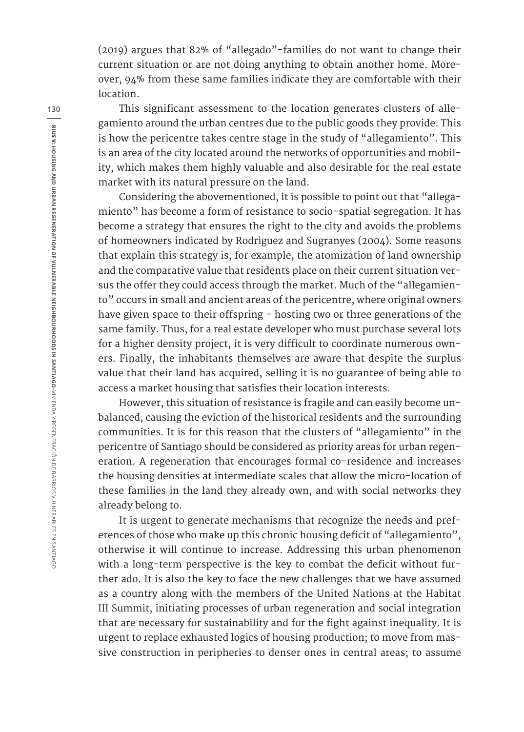(2019) argues that 82% of "allegado"-families do not want to change their current situation or are not doing anything to obtain another home. Moreover, 94% from these same families indicate they are comfortable with their location.

This significant assessment to the location generates clusters of allegamiento around the urban centres due to the public goods they provide. This is how the pericentre takes centre stage in the study of "allegamiento". This is an area of the city located around the networks of opportunities and mobility, which makes them highly valuable and also desirable for the real estate market with its natural pressure on the land.

Considering the abovementioned, it is possible to point out that "allegamiento" has become a form of resistance to socio-spatial segregation. It has become a strategy that ensures the right to the city and avoids the problems of homeowners indicated by Rodriguez and Sugranyes (2004). Some reasons that explain this strategy is, for example, the atomization of land ownership and the comparative value that residents place on their current situation versus the offer they could access through the market. Much of the "allegamiento" occurs in small and ancient areas of the pericentre, where original owners have given space to their offspring - hosting two or three generations of the same family. Thus, for a real estate developer who must purchase several lots for a higher density project, it is very difficult to coordinate numerous owners. Finally, the inhabitants themselves are aware that despite the surplus value that their land has acquired, selling it is no guarantee of being able to access a market housing that satisfies their location interests.

However, this situation of resistance is fragile and can easily become unbalanced, causing the eviction of the historical residents and the surrounding communities. It is for this reason that the clusters of "allegamiento" in the pericentre of Santiago should be considered as priority areas for urban regeneration. A regeneration that encourages formal co-residence and increases the housing densities at intermediate scales that allow the micro-location of these families in the land they already own, and with social networks they already belong to.

It is urgent to generate mechanisms that recognize the needs and preferences of those who make up this chronic housing deficit of "allegamiento", otherwise it will continue to increase. Addressing this urban phenomenon with a long-term perspective is the key to combat the deficit without further ado. It is also the key to face the new challenges that we have assumed as a country along with the members of the United Nations at the Habitat III Summit, initiating processes of urban regeneration and social integration that are necessary for sustainability and for the fight against inequality. It is urgent to replace exhausted logics of housing production; to move from massive construction in peripheries to denser ones in central areas; to assume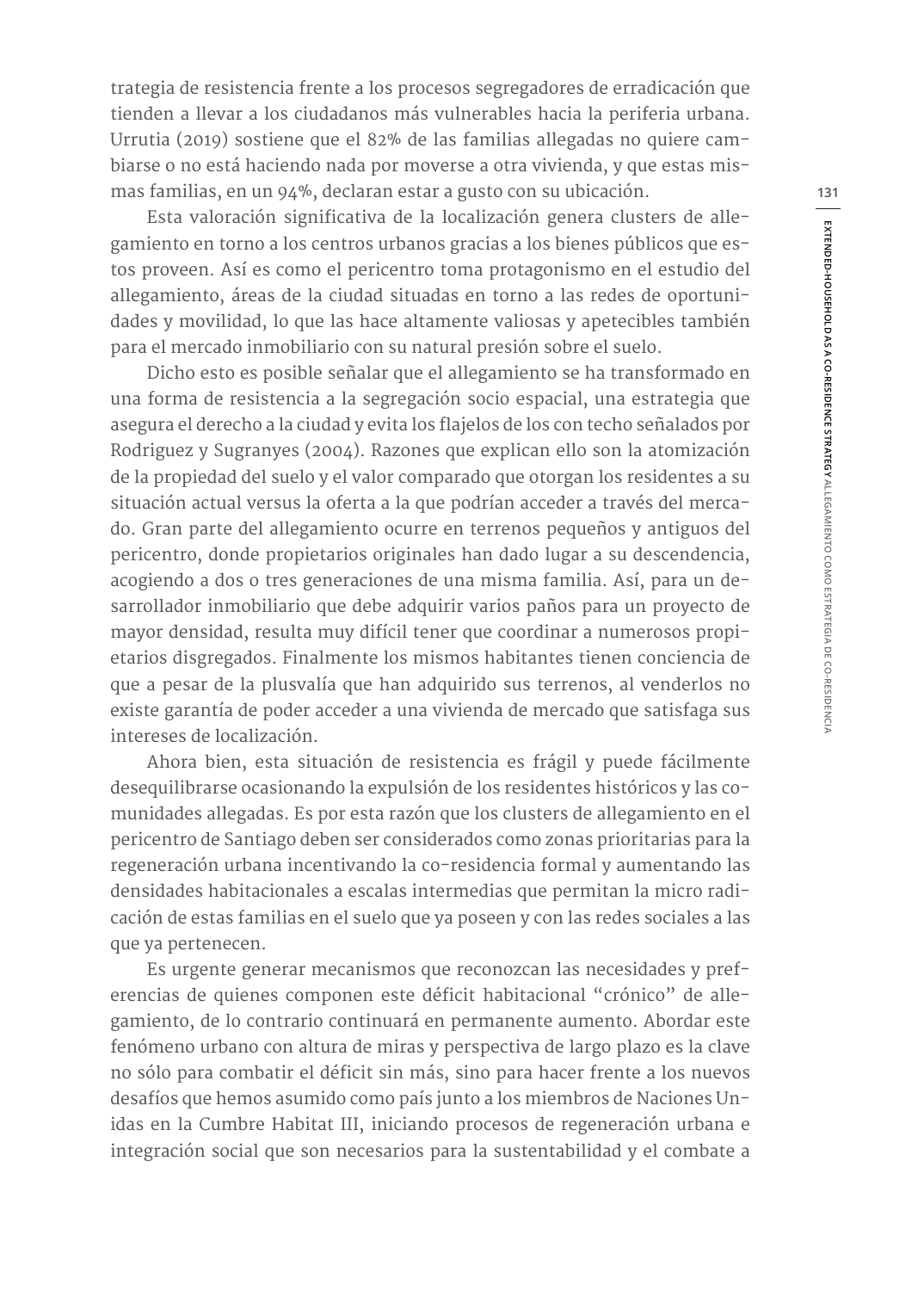trategia de resistencia frente a los procesos segregadores de erradicación que tienden a llevar a los ciudadanos más vulnerables hacia la periferia urbana. Urrutia (2019) sostiene que el 82% de las familias allegadas no quiere cambiarse o no está haciendo nada por moverse a otra vivienda, y que estas mismas familias, en un 94%, declaran estar a gusto con su ubicación.

Esta valoración significativa de la localización genera clusters de allegamiento en torno a los centros urbanos gracias a los bienes públicos que estos proveen. Así es como el pericentro toma protagonismo en el estudio del allegamiento, áreas de la ciudad situadas en torno a las redes de oportunidades y movilidad, lo que las hace altamente valiosas y apetecibles también para el mercado inmobiliario con su natural presión sobre el suelo.

Dicho esto es posible señalar que el allegamiento se ha transformado en una forma de resistencia a la segregación socio espacial, una estrategia que asegura el derecho a la ciudad y evita los flajelos de los con techo señalados por Rodriguez y Sugranyes (2004). Razones que explican ello son la atomización de la propiedad del suelo y el valor comparado que otorgan los residentes a su situación actual versus la oferta a la que podrían acceder a través del mercado. Gran parte del allegamiento ocurre en terrenos pequeños y antiguos del pericentro, donde propietarios originales han dado lugar a su descendencia, acogiendo a dos o tres generaciones de una misma familia. Así, para un desarrollador inmobiliario que debe adquirir varios paños para un proyecto de mayor densidad, resulta muy difícil tener que coordinar a numerosos propietarios disgregados. Finalmente los mismos habitantes tienen conciencia de que a pesar de la plusvalía que han adquirido sus terrenos, al venderlos no existe garantía de poder acceder a una vivienda de mercado que satisfaga sus intereses de localización.

Ahora bien, esta situación de resistencia es frágil y puede fácilmente desequilibrarse ocasionando la expulsión de los residentes históricos y las comunidades allegadas. Es por esta razón que los clusters de allegamiento en el pericentro de Santiago deben ser considerados como zonas prioritarias para la regeneración urbana incentivando la co-residencia formal y aumentando las densidades habitacionales a escalas intermedias que permitan la micro radicación de estas familias en el suelo que ya poseen y con las redes sociales a las que ya pertenecen.

Es urgente generar mecanismos que reconozcan las necesidades y preferencias de quienes componen este déficit habitacional "crónico" de allegamiento, de lo contrario continuará en permanente aumento. Abordar este fenómeno urbano con altura de miras y perspectiva de largo plazo es la clave no sólo para combatir el déficit sin más, sino para hacer frente a los nuevos desafíos que hemos asumido como país junto a los miembros de Naciones Unidas en la Cumbre Habitat III, iniciando procesos de regeneración urbana e integración social que son necesarios para la sustentabilidad y el combate a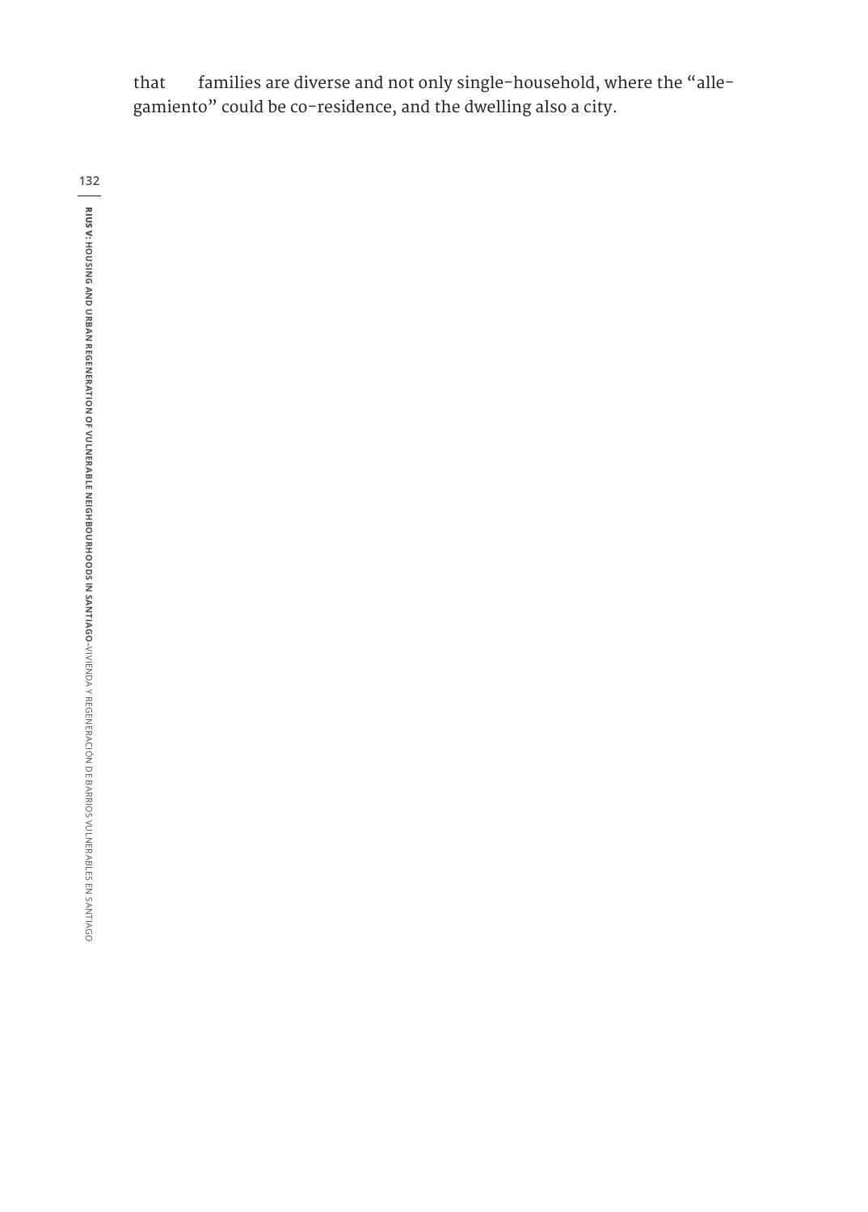that families are diverse and not only single-household, where the "allegamiento" could be co-residence, and the dwelling also a city.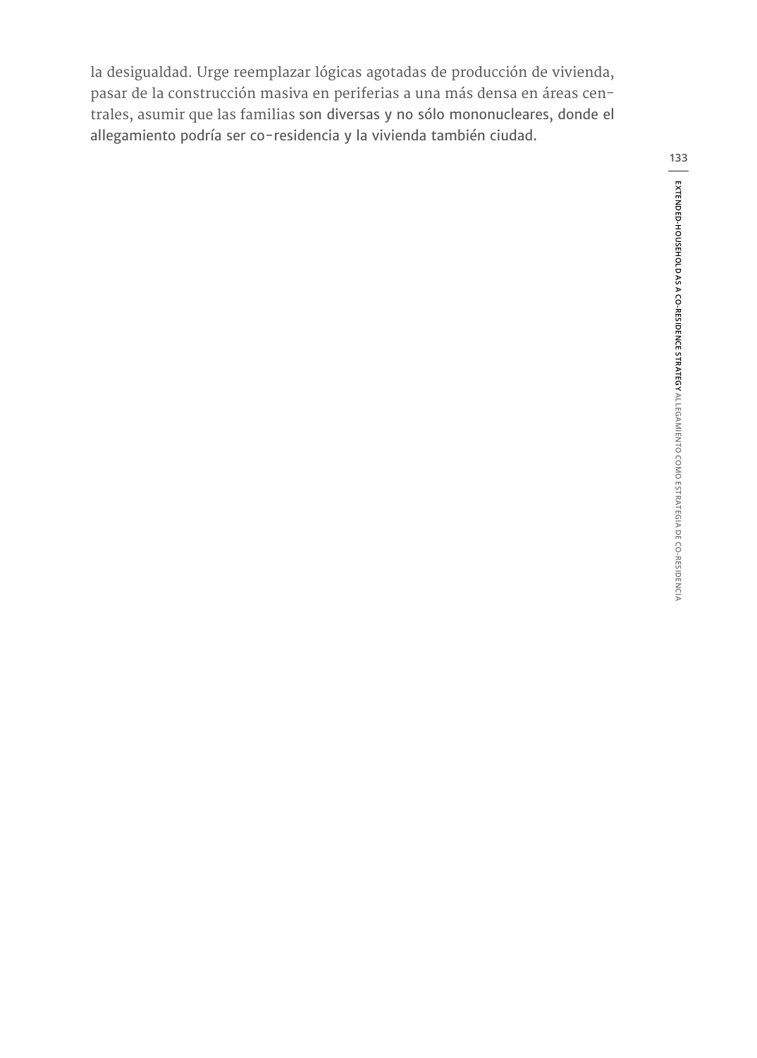la desigualdad. Urge reemplazar lógicas agotadas de producción de vivienda, pasar de la construcción masiva en periferias a una más densa en áreas centrales, asumir que las familias son diversas y no sólo mononucleares, donde el allegamiento podría ser co-residencia y la vivienda también ciudad.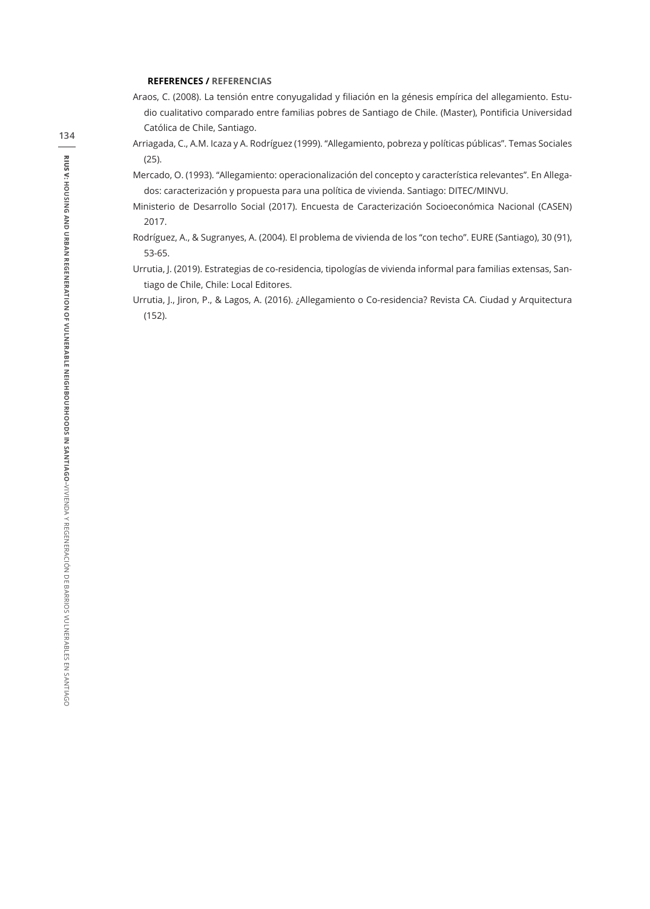**REFERENCES / REFERENCIAS**

Araos, C. (2008). La tensión entre conyugalidad y filiación en la génesis empírica del allegamiento. Estudio cualitativo comparado entre familias pobres de Santiago de Chile. (Master), Pontificia Universidad Católica de Chile, Santiago.

Arriagada, C., A.M. Icaza y A. Rodríguez (1999). "Allegamiento, pobreza y políticas públicas". Temas Sociales (25).

Mercado, O. (1993). "Allegamiento: operacionalización del concepto y característica relevantes". En Allegados: caracterización y propuesta para una política de vivienda. Santiago: DITEC/MINVU.

Ministerio de Desarrollo Social (2017). Encuesta de Caracterización Socioeconómica Nacional (CASEN) 2017.

Rodríguez, A., & Sugranyes, A. (2004). El problema de vivienda de los "con techo". EURE (Santiago), 30 (91), 53-65.

Urrutia, J. (2019). Estrategias de co-residencia, tipologías de vivienda informal para familias extensas, Santiago de Chile, Chile: Local Editores.

Urrutia, J., Jiron, P., & Lagos, A. (2016). ¿Allegamiento o Co-residencia? Revista CA. Ciudad y Arquitectura (152).